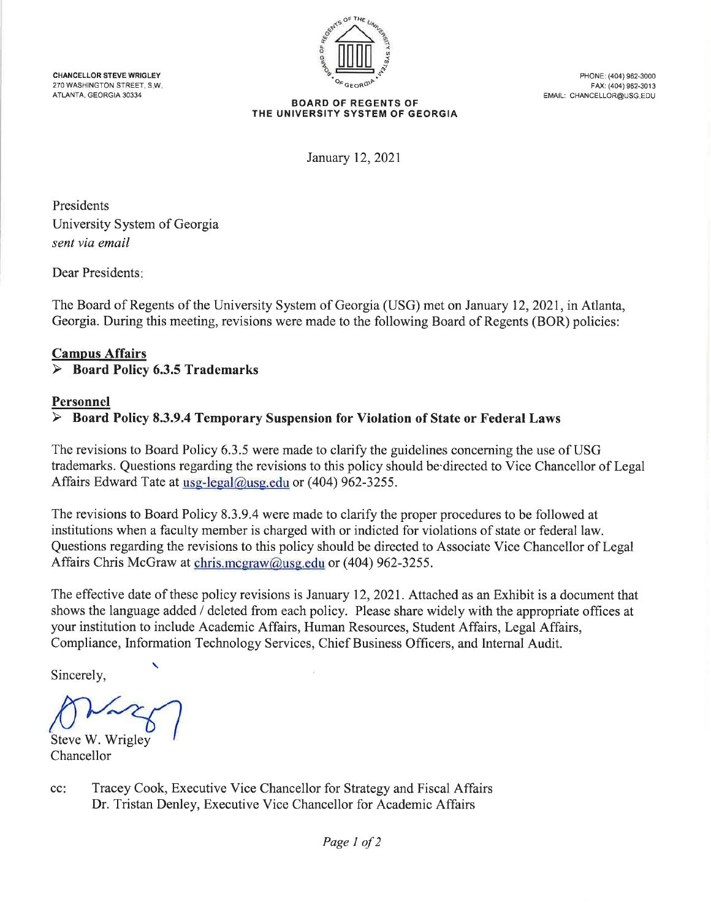CHANCELLOR STEVE WRIGLEY
270 WASHINGTON STREET, S.W.
ATLANTA, GEORGIA 30334

PHONE: (404) 962-3000
FAX: (404) 962-3013
EMAIL: CHANCELLOR@USG.EDU

**BOARD OF REGENTS OF THE UNIVERSITY SYSTEM OF GEORGIA**

January 12, 2021

Presidents
University System of Georgia
*sent via email*

Dear Presidents:

The Board of Regents of the University System of Georgia (USG) met on January 12, 2021, in Atlanta, Georgia. During this meeting, revisions were made to the following Board of Regents (BOR) policies:

**Campus Affairs**

- **Board Policy 6.3.5 Trademarks**

**Personnel**

- **Board Policy 8.3.9.4 Temporary Suspension for Violation of State or Federal Laws**

The revisions to Board Policy 6.3.5 were made to clarify the guidelines concerning the use of USG trademarks. Questions regarding the revisions to this policy should be directed to Vice Chancellor of Legal Affairs Edward Tate at usg-legal@usg.edu or (404) 962-3255.

The revisions to Board Policy 8.3.9.4 were made to clarify the proper procedures to be followed at institutions when a faculty member is charged with or indicted for violations of state or federal law. Questions regarding the revisions to this policy should be directed to Associate Vice Chancellor of Legal Affairs Chris McGraw at chris.mcgraw@usg.edu or (404) 962-3255.

The effective date of these policy revisions is January 12, 2021. Attached as an Exhibit is a document that shows the language added / deleted from each policy. Please share widely with the appropriate offices at your institution to include Academic Affairs, Human Resources, Student Affairs, Legal Affairs, Compliance, Information Technology Services, Chief Business Officers, and Internal Audit.

Sincerely,

Steve W. Wrigley
Chancellor

cc: Tracey Cook, Executive Vice Chancellor for Strategy and Fiscal Affairs
Dr. Tristan Denley, Executive Vice Chancellor for Academic Affairs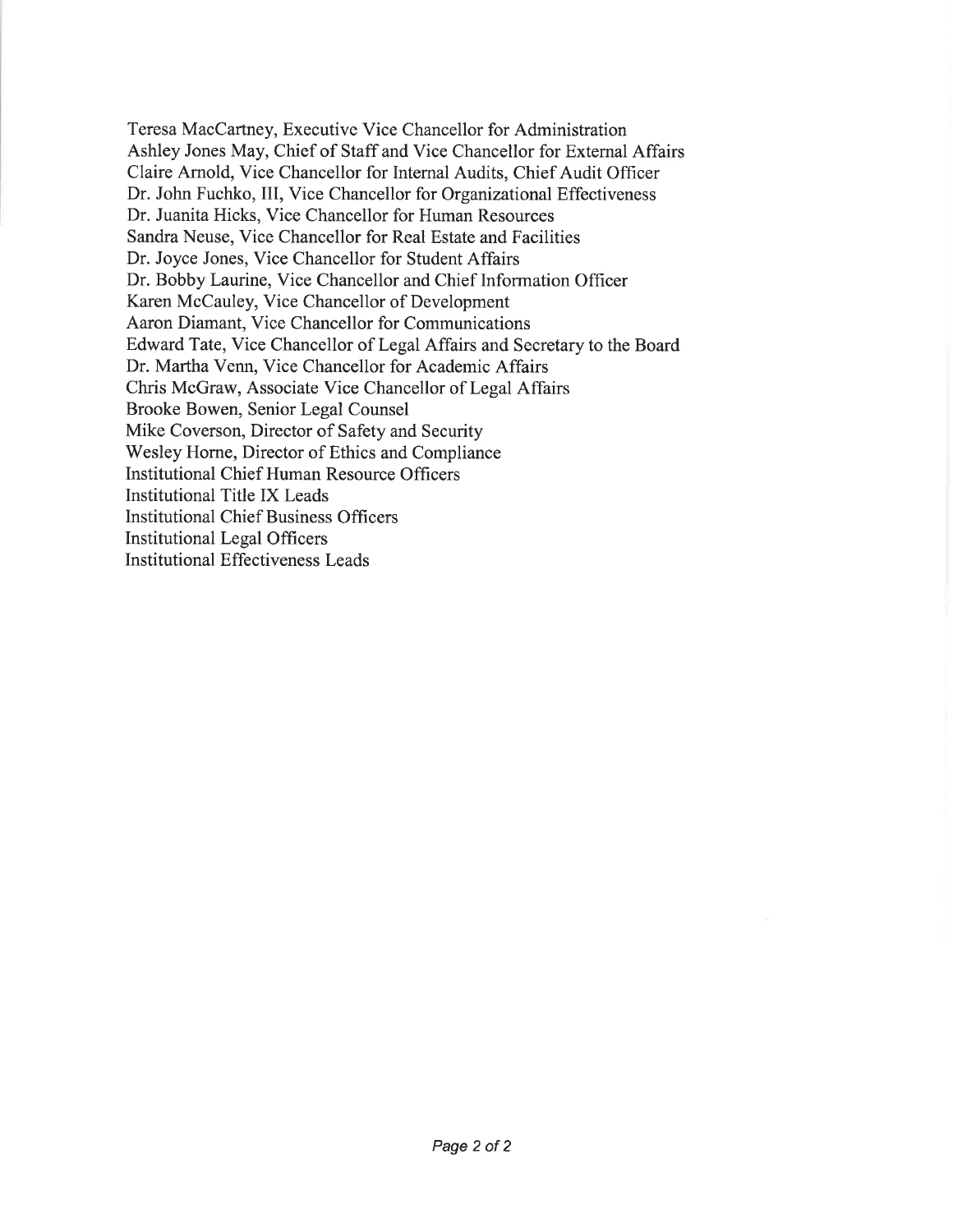Teresa MacCartney, Executive Vice Chancellor for Administration
Ashley Jones May, Chief of Staff and Vice Chancellor for External Affairs
Claire Arnold, Vice Chancellor for Internal Audits, Chief Audit Officer
Dr. John Fuchko, III, Vice Chancellor for Organizational Effectiveness
Dr. Juanita Hicks, Vice Chancellor for Human Resources
Sandra Neuse, Vice Chancellor for Real Estate and Facilities
Dr. Joyce Jones, Vice Chancellor for Student Affairs
Dr. Bobby Laurine, Vice Chancellor and Chief Information Officer
Karen McCauley, Vice Chancellor of Development
Aaron Diamant, Vice Chancellor for Communications
Edward Tate, Vice Chancellor of Legal Affairs and Secretary to the Board
Dr. Martha Venn, Vice Chancellor for Academic Affairs
Chris McGraw, Associate Vice Chancellor of Legal Affairs
Brooke Bowen, Senior Legal Counsel
Mike Coverson, Director of Safety and Security
Wesley Horne, Director of Ethics and Compliance
Institutional Chief Human Resource Officers
Institutional Title IX Leads
Institutional Chief Business Officers
Institutional Legal Officers
Institutional Effectiveness Leads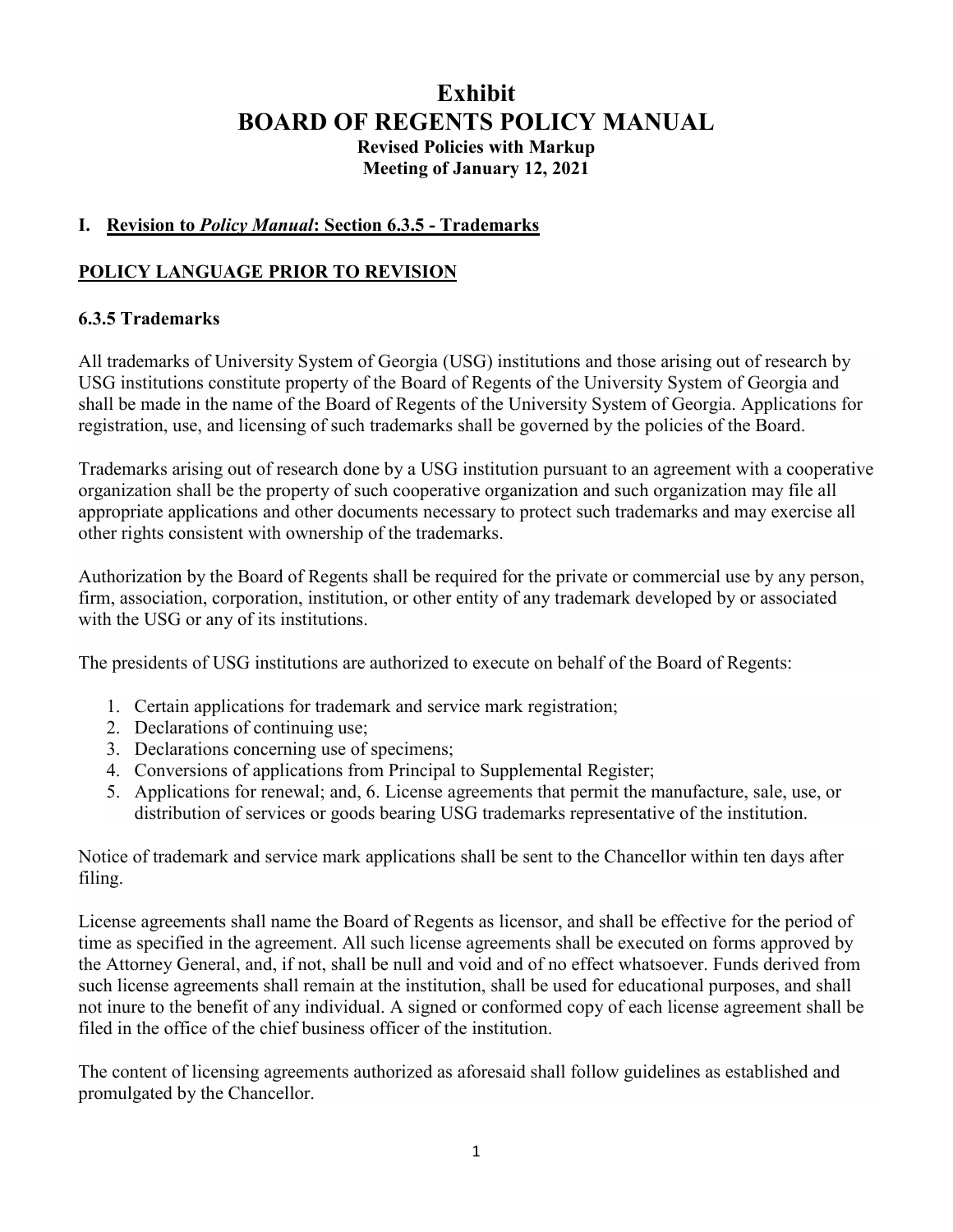# Exhibit
# BOARD OF REGENTS POLICY MANUAL

**Revised Policies with Markup**
**Meeting of January 12, 2021**

## I. Revision to *Policy Manual*: Section 6.3.5 - Trademarks

### POLICY LANGUAGE PRIOR TO REVISION

### 6.3.5 Trademarks

All trademarks of University System of Georgia (USG) institutions and those arising out of research by USG institutions constitute property of the Board of Regents of the University System of Georgia and shall be made in the name of the Board of Regents of the University System of Georgia. Applications for registration, use, and licensing of such trademarks shall be governed by the policies of the Board.

Trademarks arising out of research done by a USG institution pursuant to an agreement with a cooperative organization shall be the property of such cooperative organization and such organization may file all appropriate applications and other documents necessary to protect such trademarks and may exercise all other rights consistent with ownership of the trademarks.

Authorization by the Board of Regents shall be required for the private or commercial use by any person, firm, association, corporation, institution, or other entity of any trademark developed by or associated with the USG or any of its institutions.

The presidents of USG institutions are authorized to execute on behalf of the Board of Regents:

1. Certain applications for trademark and service mark registration;
2. Declarations of continuing use;
3. Declarations concerning use of specimens;
4. Conversions of applications from Principal to Supplemental Register;
5. Applications for renewal; and, 6. License agreements that permit the manufacture, sale, use, or distribution of services or goods bearing USG trademarks representative of the institution.

Notice of trademark and service mark applications shall be sent to the Chancellor within ten days after filing.

License agreements shall name the Board of Regents as licensor, and shall be effective for the period of time as specified in the agreement. All such license agreements shall be executed on forms approved by the Attorney General, and, if not, shall be null and void and of no effect whatsoever. Funds derived from such license agreements shall remain at the institution, shall be used for educational purposes, and shall not inure to the benefit of any individual. A signed or conformed copy of each license agreement shall be filed in the office of the chief business officer of the institution.

The content of licensing agreements authorized as aforesaid shall follow guidelines as established and promulgated by the Chancellor.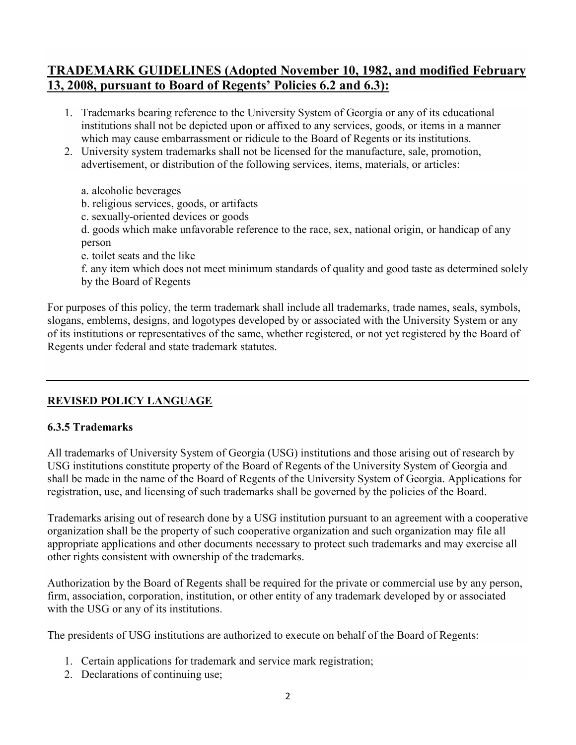## TRADEMARK GUIDELINES (Adopted November 10, 1982, and modified February 13, 2008, pursuant to Board of Regents' Policies 6.2 and 6.3):

1. Trademarks bearing reference to the University System of Georgia or any of its educational institutions shall not be depicted upon or affixed to any services, goods, or items in a manner which may cause embarrassment or ridicule to the Board of Regents or its institutions.
2. University system trademarks shall not be licensed for the manufacture, sale, promotion, advertisement, or distribution of the following services, items, materials, or articles:

   a. alcoholic beverages
   b. religious services, goods, or artifacts
   c. sexually-oriented devices or goods
   d. goods which make unfavorable reference to the race, sex, national origin, or handicap of any person
   e. toilet seats and the like
   f. any item which does not meet minimum standards of quality and good taste as determined solely by the Board of Regents

For purposes of this policy, the term trademark shall include all trademarks, trade names, seals, symbols, slogans, emblems, designs, and logotypes developed by or associated with the University System or any of its institutions or representatives of the same, whether registered, or not yet registered by the Board of Regents under federal and state trademark statutes.

---

## REVISED POLICY LANGUAGE

### 6.3.5 Trademarks

All trademarks of University System of Georgia (USG) institutions and those arising out of research by USG institutions constitute property of the Board of Regents of the University System of Georgia and shall be made in the name of the Board of Regents of the University System of Georgia. Applications for registration, use, and licensing of such trademarks shall be governed by the policies of the Board.

Trademarks arising out of research done by a USG institution pursuant to an agreement with a cooperative organization shall be the property of such cooperative organization and such organization may file all appropriate applications and other documents necessary to protect such trademarks and may exercise all other rights consistent with ownership of the trademarks.

Authorization by the Board of Regents shall be required for the private or commercial use by any person, firm, association, corporation, institution, or other entity of any trademark developed by or associated with the USG or any of its institutions.

The presidents of USG institutions are authorized to execute on behalf of the Board of Regents:

1. Certain applications for trademark and service mark registration;
2. Declarations of continuing use;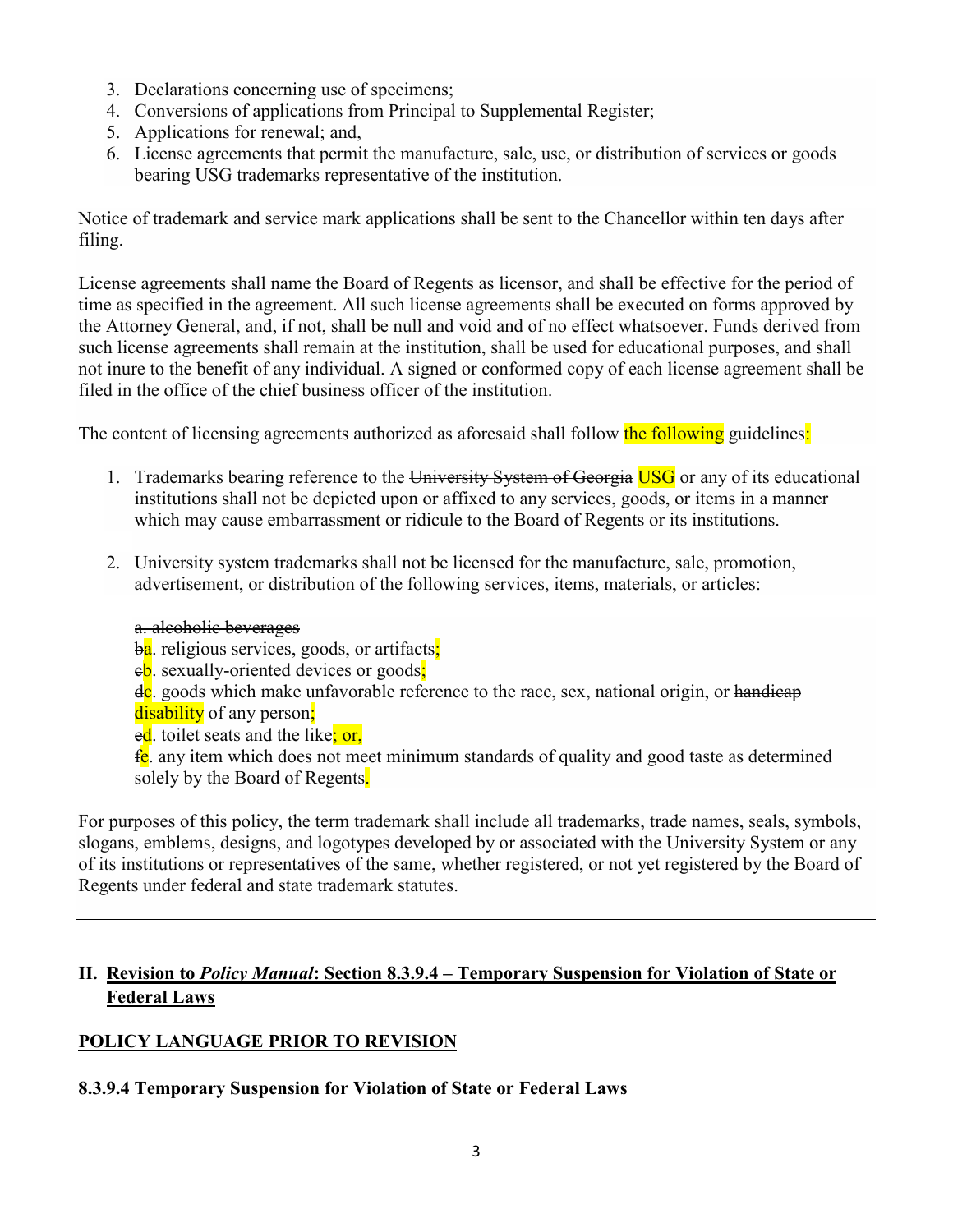3. Declarations concerning use of specimens;
4. Conversions of applications from Principal to Supplemental Register;
5. Applications for renewal; and,
6. License agreements that permit the manufacture, sale, use, or distribution of services or goods bearing USG trademarks representative of the institution.

Notice of trademark and service mark applications shall be sent to the Chancellor within ten days after filing.

License agreements shall name the Board of Regents as licensor, and shall be effective for the period of time as specified in the agreement. All such license agreements shall be executed on forms approved by the Attorney General, and, if not, shall be null and void and of no effect whatsoever. Funds derived from such license agreements shall remain at the institution, shall be used for educational purposes, and shall not inure to the benefit of any individual. A signed or conformed copy of each license agreement shall be filed in the office of the chief business officer of the institution.

The content of licensing agreements authorized as aforesaid shall follow the following guidelines:

1. Trademarks bearing reference to the ~~University System of Georgia~~ USG or any of its educational institutions shall not be depicted upon or affixed to any services, goods, or items in a manner which may cause embarrassment or ridicule to the Board of Regents or its institutions.

2. University system trademarks shall not be licensed for the manufacture, sale, promotion, advertisement, or distribution of the following services, items, materials, or articles:

   ~~a. alcoholic beverages~~
   ~~b~~a. religious services, goods, or artifacts;
   ~~c~~b. sexually-oriented devices or goods;
   ~~d~~c. goods which make unfavorable reference to the race, sex, national origin, or ~~handicap~~ disability of any person;
   ~~e~~d. toilet seats and the like; or,
   ~~f~~e. any item which does not meet minimum standards of quality and good taste as determined solely by the Board of Regents.

For purposes of this policy, the term trademark shall include all trademarks, trade names, seals, symbols, slogans, emblems, designs, and logotypes developed by or associated with the University System or any of its institutions or representatives of the same, whether registered, or not yet registered by the Board of Regents under federal and state trademark statutes.

---

## II. Revision to *Policy Manual*: Section 8.3.9.4 – Temporary Suspension for Violation of State or Federal Laws

### POLICY LANGUAGE PRIOR TO REVISION

#### 8.3.9.4 Temporary Suspension for Violation of State or Federal Laws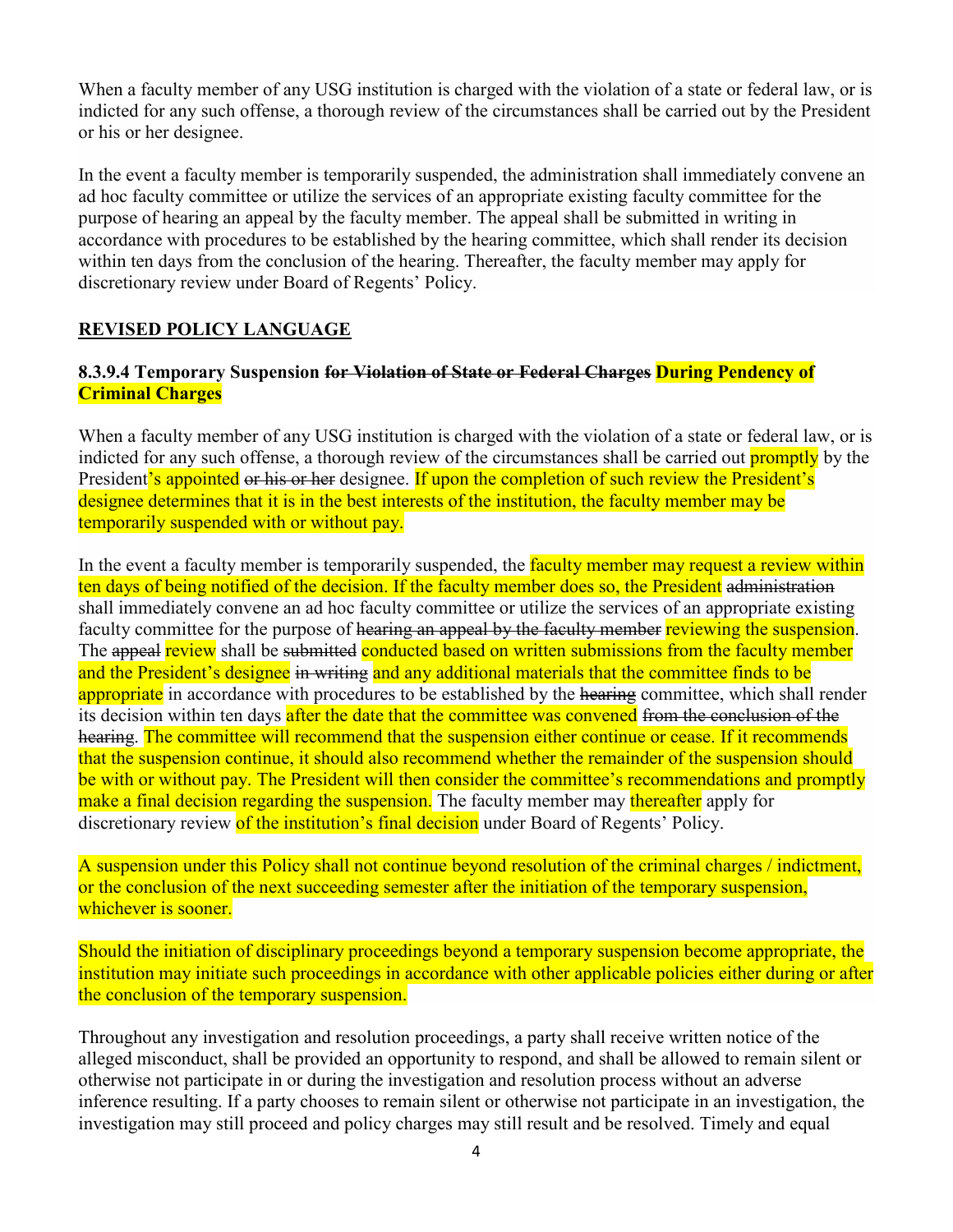When a faculty member of any USG institution is charged with the violation of a state or federal law, or is indicted for any such offense, a thorough review of the circumstances shall be carried out by the President or his or her designee.

In the event a faculty member is temporarily suspended, the administration shall immediately convene an ad hoc faculty committee or utilize the services of an appropriate existing faculty committee for the purpose of hearing an appeal by the faculty member. The appeal shall be submitted in writing in accordance with procedures to be established by the hearing committee, which shall render its decision within ten days from the conclusion of the hearing. Thereafter, the faculty member may apply for discretionary review under Board of Regents' Policy.

**<u>REVISED POLICY LANGUAGE</u>**

**8.3.9.4 Temporary Suspension ~~for Violation of State or Federal Charges~~ During Pendency of Criminal Charges**

When a faculty member of any USG institution is charged with the violation of a state or federal law, or is indicted for any such offense, a thorough review of the circumstances shall be carried out promptly by the President's appointed ~~or his or her~~ designee. If upon the completion of such review the President's designee determines that it is in the best interests of the institution, the faculty member may be temporarily suspended with or without pay.

In the event a faculty member is temporarily suspended, the faculty member may request a review within ten days of being notified of the decision. If the faculty member does so, the President ~~administration~~ shall immediately convene an ad hoc faculty committee or utilize the services of an appropriate existing faculty committee for the purpose of ~~hearing an appeal by the faculty member~~ reviewing the suspension. The ~~appeal~~ review shall be ~~submitted~~ conducted based on written submissions from the faculty member and the President's designee ~~in writing~~ and any additional materials that the committee finds to be appropriate in accordance with procedures to be established by the ~~hearing~~ committee, which shall render its decision within ten days after the date that the committee was convened ~~from the conclusion of the hearing~~. The committee will recommend that the suspension either continue or cease. If it recommends that the suspension continue, it should also recommend whether the remainder of the suspension should be with or without pay. The President will then consider the committee's recommendations and promptly make a final decision regarding the suspension. The faculty member may thereafter apply for discretionary review of the institution's final decision under Board of Regents' Policy.

A suspension under this Policy shall not continue beyond resolution of the criminal charges / indictment, or the conclusion of the next succeeding semester after the initiation of the temporary suspension, whichever is sooner.

Should the initiation of disciplinary proceedings beyond a temporary suspension become appropriate, the institution may initiate such proceedings in accordance with other applicable policies either during or after the conclusion of the temporary suspension.

Throughout any investigation and resolution proceedings, a party shall receive written notice of the alleged misconduct, shall be provided an opportunity to respond, and shall be allowed to remain silent or otherwise not participate in or during the investigation and resolution process without an adverse inference resulting. If a party chooses to remain silent or otherwise not participate in an investigation, the investigation may still proceed and policy charges may still result and be resolved. Timely and equal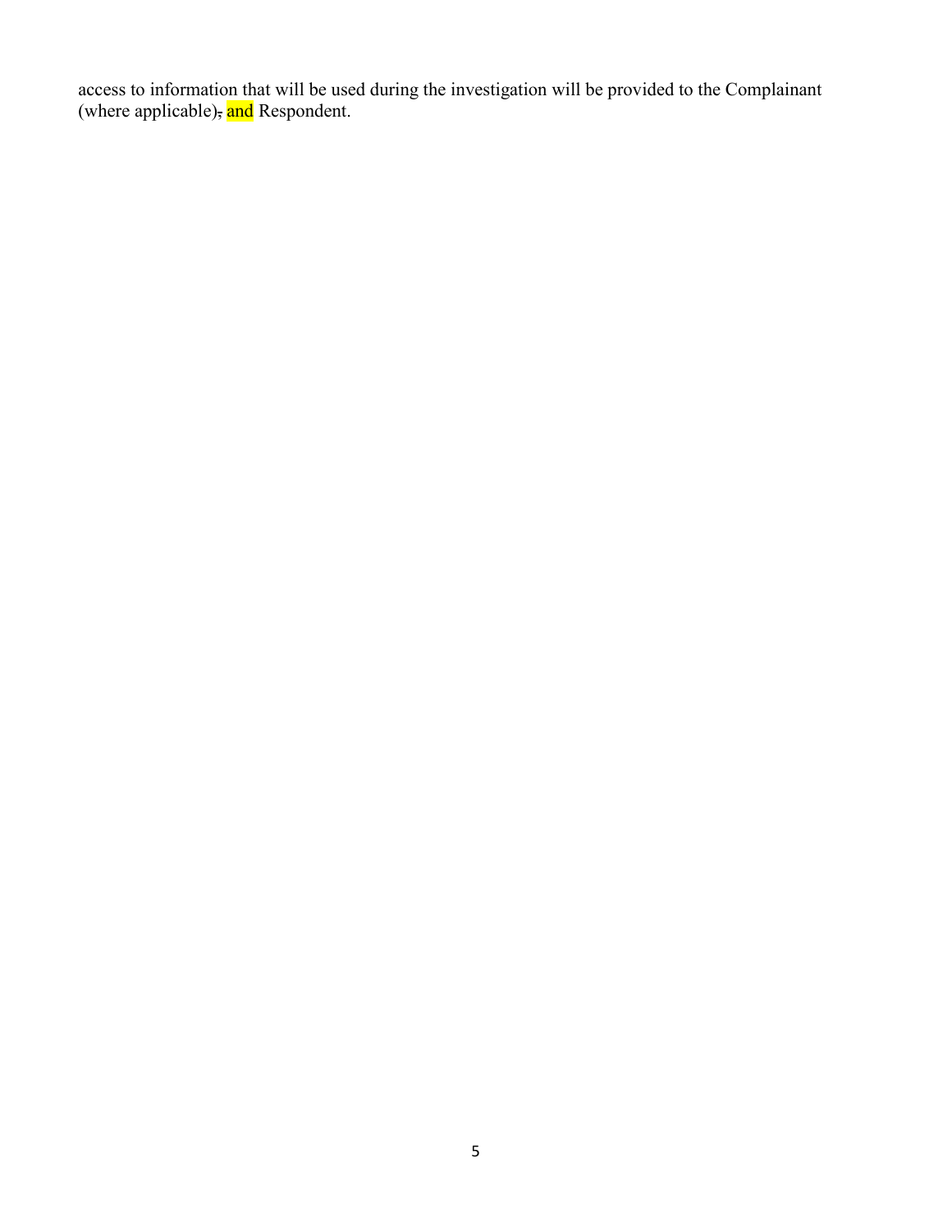access to information that will be used during the investigation will be provided to the Complainant (where applicable), and Respondent.